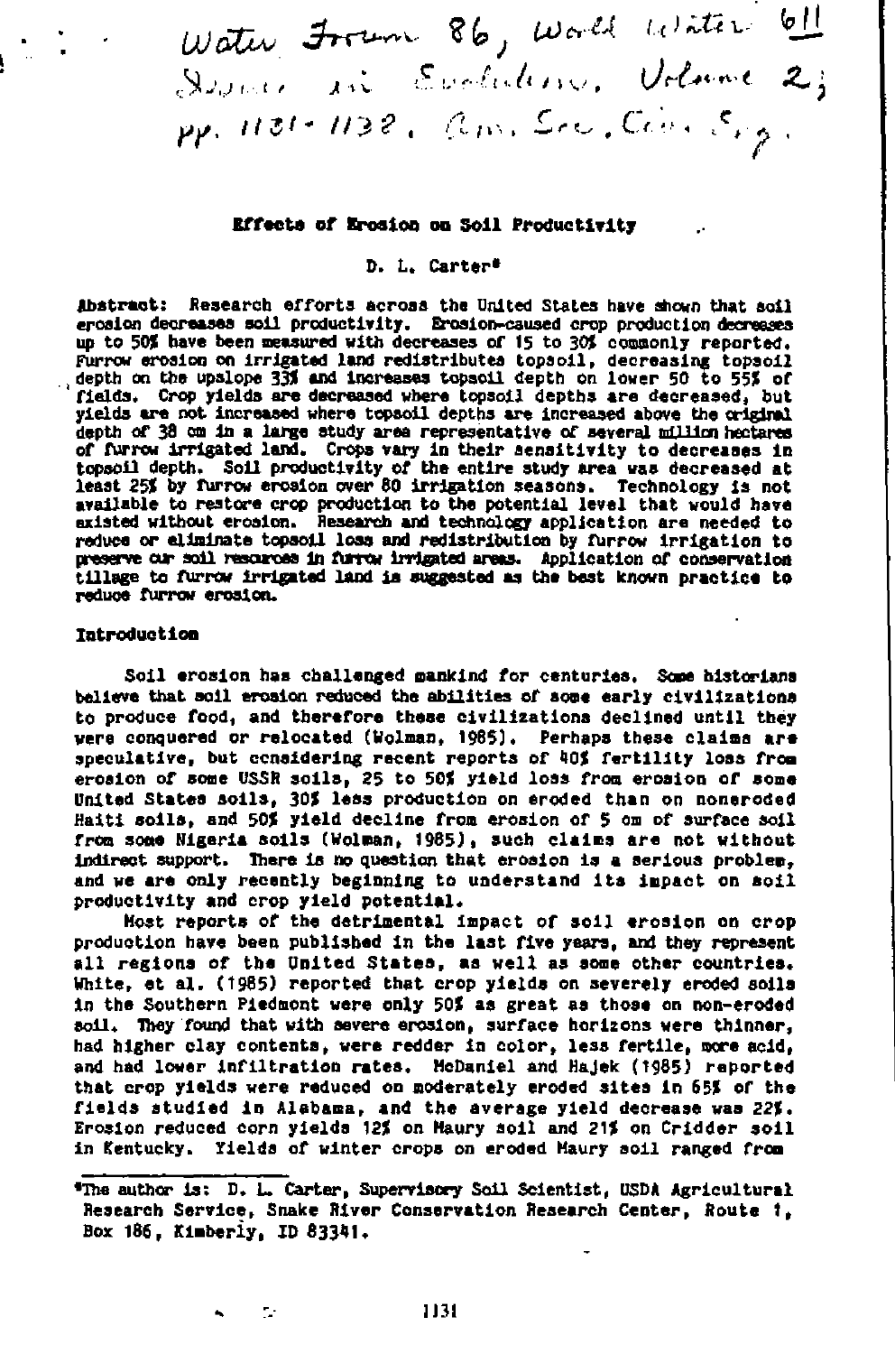Water Forum 86, World Water Issues in Evolution, Volume 2; pp. 1131-1138, Am. Soc. Civ. Eng.

# Effects of Erosion on Soil Productivity

D. L. Carter*

**Abstract:** Research efforts across the United States have shown that soil erosion decreases soil productivity. Erosion-caused crop production decreases up to 50% have been measured with decreases of 15 to 30% commonly reported. Furrow erosion on irrigated land redistributes topsoil, decreasing topsoil depth on the upslope 33% and increases topsoil depth on lower 50 to 55% of fields. Crop yields are decreased where topsoil depths are decreased, but yields are not increased where topsoil depths are increased above the original depth of 38 cm in a large study area representative of several million hectares of furrow irrigated land. Crops vary in their sensitivity to decreases in topsoil depth. Soil productivity of the entire study area was decreased at least 25% by furrow erosion over 80 irrigation seasons. Technology is not available to restore crop production to the potential level that would have existed without erosion. Research and technology application are needed to reduce or eliminate topsoil loss and redistribution by furrow irrigation to preserve our soil resources in furrow irrigated areas. Application of conservation tillage to furrow irrigated land is suggested as the best known practice to reduce furrow erosion.

## Introduction

Soil erosion has challenged mankind for centuries. Some historians believe that soil erosion reduced the abilities of some early civilizations to produce food, and therefore these civilizations declined until they were conquered or relocated (Wolman, 1985). Perhaps these claims are speculative, but considering recent reports of 40% fertility loss from erosion of some USSR soils, 25 to 50% yield loss from erosion of some United States soils, 30% less production on eroded than on noneroded Haiti soils, and 50% yield decline from erosion of 5 cm of surface soil from some Nigeria soils (Wolman, 1985), such claims are not without indirect support. There is no question that erosion is a serious problem, and we are only recently beginning to understand its impact on soil productivity and crop yield potential.

Most reports of the detrimental impact of soil erosion on crop production have been published in the last five years, and they represent all regions of the United States, as well as some other countries. White, et al. (1985) reported that crop yields on severely eroded soils in the Southern Piedmont were only 50% as great as those on non-eroded soil. They found that with severe erosion, surface horizons were thinner, had higher clay contents, were redder in color, less fertile, more acid, and had lower infiltration rates. McDaniel and Hajek (1985) reported that crop yields were reduced on moderately eroded sites in 65% of the fields studied in Alabama, and the average yield decrease was 22%. Erosion reduced corn yields 12% on Maury soil and 21% on Cridder soil in Kentucky. Yields of winter crops on eroded Maury soil ranged from

*The author is: D. L. Carter, Supervisory Soil Scientist, USDA Agricultural Research Service, Snake River Conservation Research Center, Route 1, Box 186, Kimberly, ID 83341.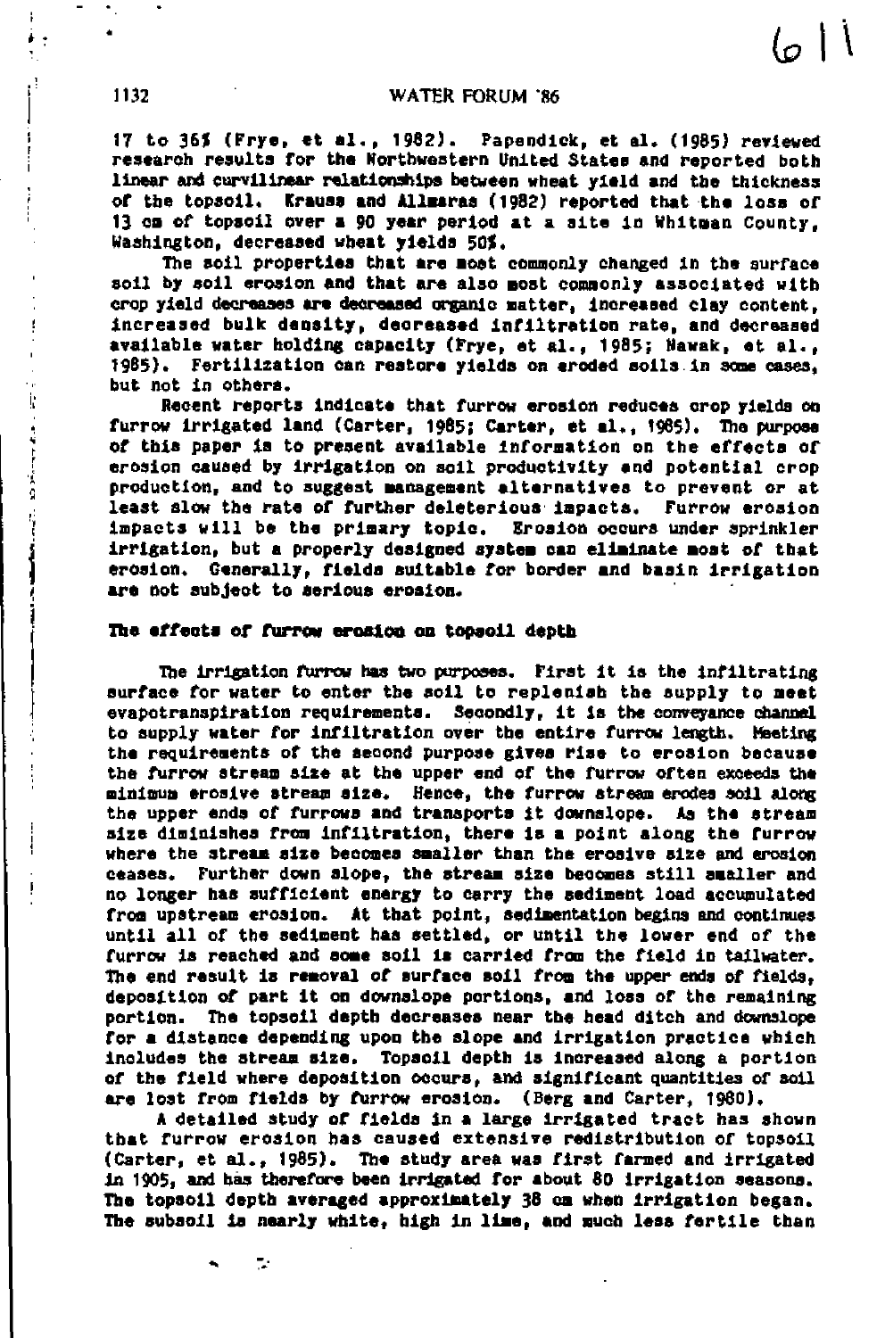17 to 36% (Frye, et al., 1982). Papendick, et al. (1985) reviewed research results for the Northwestern United States and reported both linear and curvilinear relationships between wheat yield and the thickness of the topsoil. Krauss and Allmaras (1982) reported that the loss of 13 cm of topsoil over a 90 year period at a site in Whitman County, Washington, decreased wheat yields 50%.

The soil properties that are most commonly changed in the surface soil by soil erosion and that are also most commonly associated with crop yield decreases are decreased organic matter, increased clay content, increased bulk density, decreased infiltration rate, and decreased available water holding capacity (Frye, et al., 1985; Nawak, et al., 1985). Fertilization can restore yields on eroded soils in some cases, but not in others.

Recent reports indicate that furrow erosion reduces crop yields on furrow irrigated land (Carter, 1985; Carter, et al., 1985). The purpose of this paper is to present available information on the effects of erosion caused by irrigation on soil productivity and potential crop production, and to suggest management alternatives to prevent or at least slow the rate of further deleterious impacts. Furrow erosion impacts will be the primary topic. Erosion occurs under sprinkler irrigation, but a properly designed system can eliminate most of that erosion. Generally, fields suitable for border and basin irrigation are not subject to serious erosion.

## The effects of furrow erosion on topsoil depth

The irrigation furrow has two purposes. First it is the infiltrating surface for water to enter the soil to replenish the supply to meet evapotranspiration requirements. Secondly, it is the conveyance channel to supply water for infiltration over the entire furrow length. Meeting the requirements of the second purpose gives rise to erosion because the furrow stream size at the upper end of the furrow often exceeds the minimum erosive stream size. Hence, the furrow stream erodes soil along the upper ends of furrows and transports it downslope. As the stream size diminishes from infiltration, there is a point along the furrow where the stream size becomes smaller than the erosive size and erosion ceases. Further down slope, the stream size becomes still smaller and no longer has sufficient energy to carry the sediment load accumulated from upstream erosion. At that point, sedimentation begins and continues until all of the sediment has settled, or until the lower end of the furrow is reached and some soil is carried from the field in tailwater. The end result is removal of surface soil from the upper ends of fields, deposition of part it on downslope portions, and loss of the remaining portion. The topsoil depth decreases near the head ditch and downslope for a distance depending upon the slope and irrigation practice which includes the stream size. Topsoil depth is increased along a portion of the field where deposition occurs, and significant quantities of soil are lost from fields by furrow erosion. (Berg and Carter, 1980).

A detailed study of fields in a large irrigated tract has shown that furrow erosion has caused extensive redistribution of topsoil (Carter, et al., 1985). The study area was first farmed and irrigated in 1905, and has therefore been irrigated for about 80 irrigation seasons. The topsoil depth averaged approximately 38 cm when irrigation began. The subsoil is nearly white, high in lime, and much less fertile than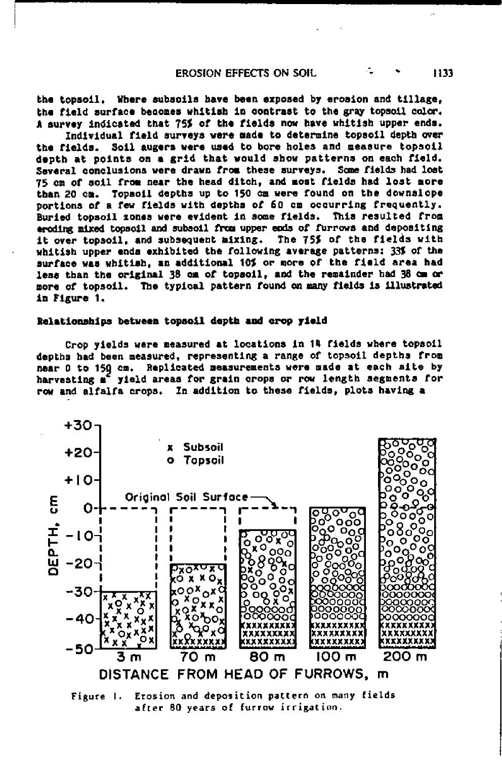the topsoil. Where subsoils have been exposed by erosion and tillage, the field surface becomes whitish in contrast to the gray topsoil color. A survey indicated that 75% of the fields now have whitish upper ends.

Individual field surveys were made to determine topsoil depth over the fields. Soil augers were used to bore holes and measure topsoil depth at points on a grid that would show patterns on each field. Several conclusions were drawn from these surveys. Some fields had lost 75 cm of soil from near the head ditch, and most fields had lost more than 20 cm. Topsoil depths up to 150 cm were found on the downslope portions of a few fields with depths of 60 cm occurring frequently. Buried topsoil zones were evident in some fields. This resulted from eroding mixed topsoil and subsoil from upper ends of furrows and depositing it over topsoil, and subsequent mixing. The 75% of the fields with whitish upper ends exhibited the following average patterns: 33% of the surface was whitish, an additional 10% or more of the field area had less than the original 38 cm of topsoil, and the remainder had 38 cm or more of topsoil. The typical pattern found on many fields is illustrated in Figure 1.

**Relationships between topsoil depth and crop yield**

Crop yields were measured at locations in 14 fields where topsoil depths had been measured, representing a range of topsoil depths from near 0 to 150 cm. Replicated measurements were made at each site by harvesting $m^2$ yield areas for grain crops or row length segments for row and alfalfa crops. In addition to these fields, plots having a

Figure 1. Erosion and deposition pattern on many fields after 80 years of furrow irrigation.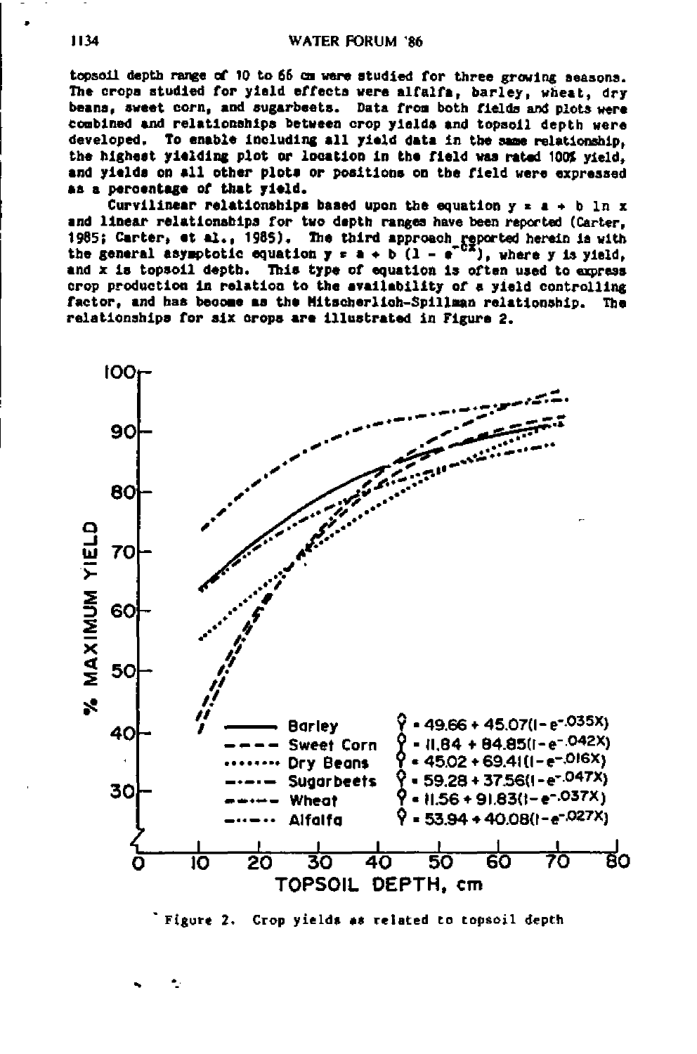topsoil depth range of 10 to 66 cm were studied for three growing seasons. The crops studied for yield effects were alfalfa, barley, wheat, dry beans, sweet corn, and sugarbeets. Data from both fields and plots were combined and relationships between crop yields and topsoil depth were developed. To enable including all yield data in the same relationship, the highest yielding plot or location in the field was rated 100% yield, and yields on all other plots or positions on the field were expressed as a percentage of that yield.

Curvilinear relationships based upon the equation $y = a + b \ln x$ and linear relationships for two depth ranges have been reported (Carter, 1985; Carter, et al., 1985). The third approach reported herein is with the general asymptotic equation $y = a + b\,(1 - e^{-cx})$, where y is yield, and x is topsoil depth. This type of equation is often used to express crop production in relation to the availability of a yield controlling factor, and has become as the Mitscherlich-Spillman relationship. The relationships for six crops are illustrated in Figure 2.

| Crop | Equation |
|---|---|
| Barley | $\hat{Y} = 49.66 + 45.07(1 - e^{-.035X})$ |
| Sweet Corn | $\hat{Y} = 11.84 + 84.85(1 - e^{-.042X})$ |
| Dry Beans | $\hat{Y} = 45.02 + 69.41(1 - e^{-.016X})$ |
| Sugarbeets | $\hat{Y} = 59.28 + 37.56(1 - e^{-.047X})$ |
| Wheat | $\hat{Y} = 11.56 + 91.83(1 - e^{-.037X})$ |
| Alfalfa | $\hat{Y} = 53.94 + 40.08(1 - e^{-.027X})$ |

Figure 2. Crop yields as related to topsoil depth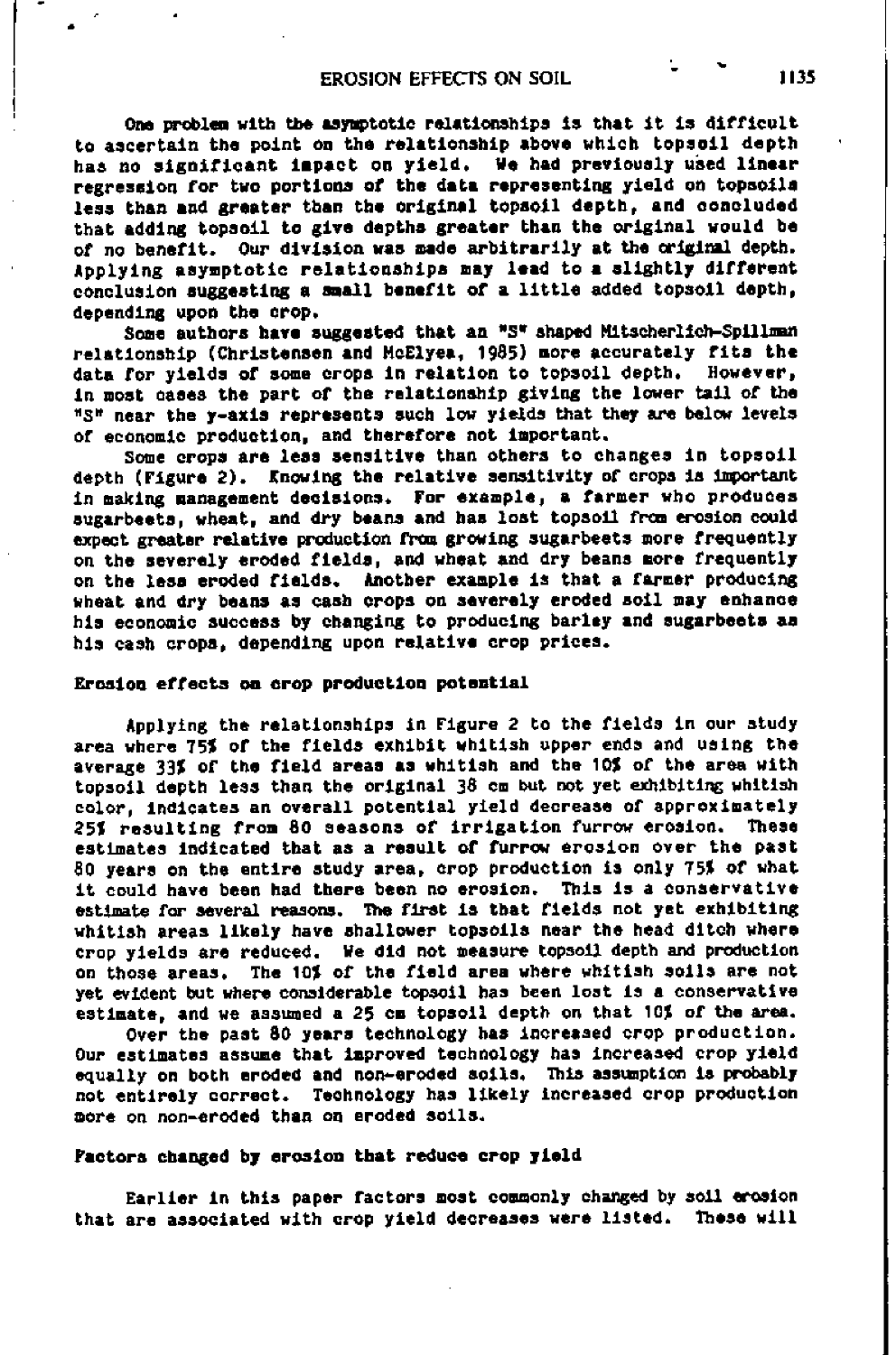One problem with the asymptotic relationships is that it is difficult to ascertain the point on the relationship above which topsoil depth has no significant impact on yield. We had previously used linear regression for two portions of the data representing yield on topsoils less than and greater than the original topsoil depth, and concluded that adding topsoil to give depths greater than the original would be of no benefit. Our division was made arbitrarily at the original depth. Applying asymptotic relationships may lead to a slightly different conclusion suggesting a small benefit of a little added topsoil depth, depending upon the crop.

Some authors have suggested that an "S" shaped Mitscherlich-Spillman relationship (Christensen and McElyea, 1985) more accurately fits the data for yields of some crops in relation to topsoil depth. However, in most cases the part of the relationship giving the lower tail of the "S" near the y-axis represents such low yields that they are below levels of economic production, and therefore not important.

Some crops are less sensitive than others to changes in topsoil depth (Figure 2). Knowing the relative sensitivity of crops is important in making management decisions. For example, a farmer who produces sugarbeets, wheat, and dry beans and has lost topsoil from erosion could expect greater relative production from growing sugarbeets more frequently on the severely eroded fields, and wheat and dry beans more frequently on the less eroded fields. Another example is that a farmer producing wheat and dry beans as cash crops on severely eroded soil may enhance his economic success by changing to producing barley and sugarbeets as his cash crops, depending upon relative crop prices.

## Erosion effects on crop production potential

Applying the relationships in Figure 2 to the fields in our study area where 75% of the fields exhibit whitish upper ends and using the average 33% of the field areas as whitish and the 10% of the area with topsoil depth less than the original 38 cm but not yet exhibiting whitish color, indicates an overall potential yield decrease of approximately 25% resulting from 80 seasons of irrigation furrow erosion. These estimates indicated that as a result of furrow erosion over the past 80 years on the entire study area, crop production is only 75% of what it could have been had there been no erosion. This is a conservative estimate for several reasons. The first is that fields not yet exhibiting whitish areas likely have shallower topsoils near the head ditch where crop yields are reduced. We did not measure topsoil depth and production on those areas. The 10% of the field area where whitish soils are not yet evident but where considerable topsoil has been lost is a conservative estimate, and we assumed a 25 cm topsoil depth on that 10% of the area.

Over the past 80 years technology has increased crop production. Our estimates assume that improved technology has increased crop yield equally on both eroded and non-eroded soils. This assumption is probably not entirely correct. Technology has likely increased crop production more on non-eroded than on eroded soils.

## Factors changed by erosion that reduce crop yield

Earlier in this paper factors most commonly changed by soil erosion that are associated with crop yield decreases were listed. These will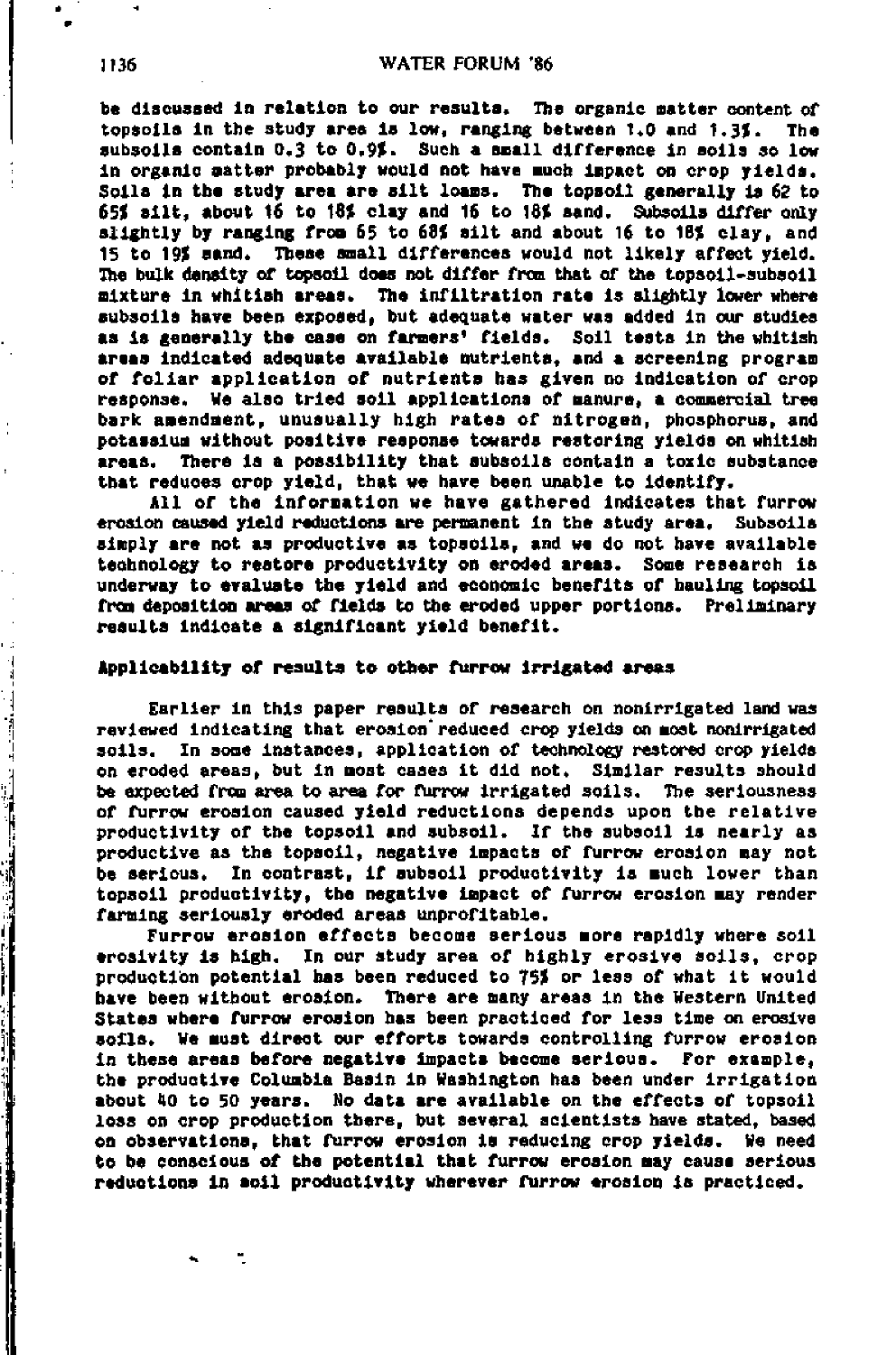be discussed in relation to our results. The organic matter content of topsoils in the study area is low, ranging between 1.0 and 1.3%. The subsoils contain 0.3 to 0.9%. Such a small difference in soils so low in organic matter probably would not have much impact on crop yields. Soils in the study area are silt loams. The topsoil generally is 62 to 65% silt, about 16 to 18% clay and 16 to 18% sand. Subsoils differ only slightly by ranging from 65 to 68% silt and about 16 to 18% clay, and 15 to 19% sand. These small differences would not likely affect yield. The bulk density of topsoil does not differ from that of the topsoil-subsoil mixture in whitish areas. The infiltration rate is slightly lower where subsoils have been exposed, but adequate water was added in our studies as is generally the case on farmers' fields. Soil tests in the whitish areas indicated adequate available nutrients, and a screening program of foliar application of nutrients has given no indication of crop response. We also tried soil applications of manure, a commercial tree bark amendment, unusually high rates of nitrogen, phosphorus, and potassium without positive response towards restoring yields on whitish areas. There is a possibility that subsoils contain a toxic substance that reduces crop yield, that we have been unable to identify.

All of the information we have gathered indicates that furrow erosion caused yield reductions are permanent in the study area. Subsoils simply are not as productive as topsoils, and we do not have available technology to restore productivity on eroded areas. Some research is underway to evaluate the yield and economic benefits of hauling topsoil from deposition areas of fields to the eroded upper portions. Preliminary results indicate a significant yield benefit.

## Applicability of results to other furrow irrigated areas

Earlier in this paper results of research on nonirrigated land was reviewed indicating that erosion reduced crop yields on most nonirrigated soils. In some instances, application of technology restored crop yields on eroded areas, but in most cases it did not. Similar results should be expected from area to area for furrow irrigated soils. The seriousness of furrow erosion caused yield reductions depends upon the relative productivity of the topsoil and subsoil. If the subsoil is nearly as productive as the topsoil, negative impacts of furrow erosion may not be serious. In contrast, if subsoil productivity is much lower than topsoil productivity, the negative impact of furrow erosion may render farming seriously eroded areas unprofitable.

Furrow erosion effects become serious more rapidly where soil erosivity is high. In our study area of highly erosive soils, crop production potential has been reduced to 75% or less of what it would have been without erosion. There are many areas in the Western United States where furrow erosion has been practiced for less time on erosive soils. We must direct our efforts towards controlling furrow erosion in these areas before negative impacts become serious. For example, the productive Columbia Basin in Washington has been under irrigation about 40 to 50 years. No data are available on the effects of topsoil loss on crop production there, but several scientists have stated, based on observations, that furrow erosion is reducing crop yields. We need to be conscious of the potential that furrow erosion may cause serious reductions in soil productivity wherever furrow erosion is practiced.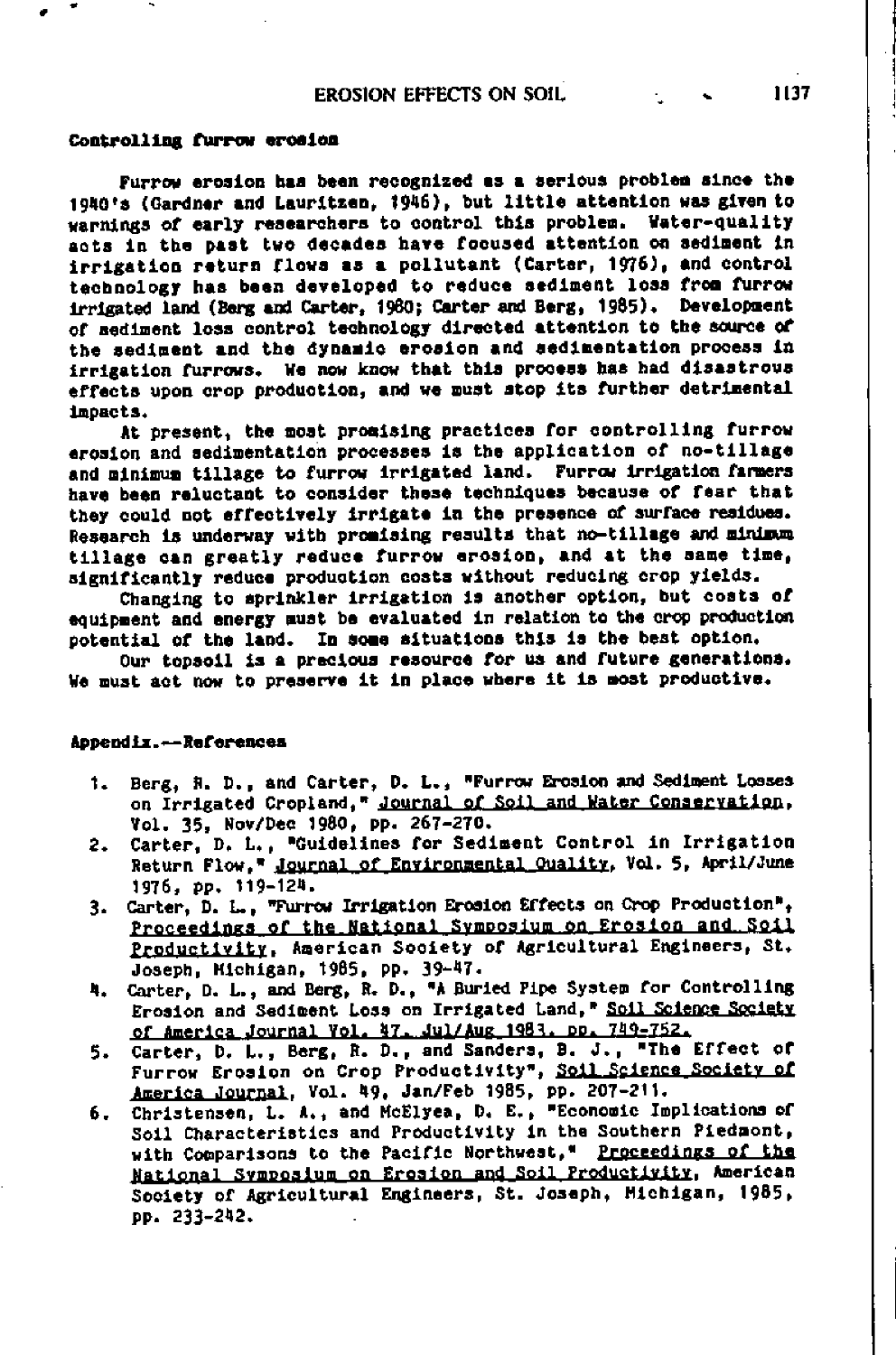### Controlling furrow erosion

Furrow erosion has been recognized as a serious problem since the 1940's (Gardner and Lauritzen, 1946), but little attention was given to warnings of early researchers to control this problem. Water-quality acts in the past two decades have focused attention on sediment in irrigation return flows as a pollutant (Carter, 1976), and control technology has been developed to reduce sediment loss from furrow irrigated land (Berg and Carter, 1980; Carter and Berg, 1985). Development of sediment loss control technology directed attention to the source of the sediment and the dynamic erosion and sedimentation process in irrigation furrows. We now know that this process has had disastrous effects upon crop production, and we must stop its further detrimental impacts.

At present, the most promising practices for controlling furrow erosion and sedimentation processes is the application of no-tillage and minimum tillage to furrow irrigated land. Furrow irrigation farmers have been reluctant to consider these techniques because of fear that they could not effectively irrigate in the presence of surface residues. Research is underway with promising results that no-tillage and minimum tillage can greatly reduce furrow erosion, and at the same time, significantly reduce production costs without reducing crop yields.

Changing to sprinkler irrigation is another option, but costs of equipment and energy must be evaluated in relation to the crop production potential of the land. In some situations this is the best option.

Our topsoil is a precious resource for us and future generations. We must act now to preserve it in place where it is most productive.

### Appendix.--References

1. Berg, R. D., and Carter, D. L., "Furrow Erosion and Sediment Losses on Irrigated Cropland," Journal of Soil and Water Conservation, Vol. 35, Nov/Dec 1980, pp. 267-270.
2. Carter, D. L., "Guidelines for Sediment Control in Irrigation Return Flow," Journal of Environmental Quality, Vol. 5, April/June 1976, pp. 119-124.
3. Carter, D. L., "Furrow Irrigation Erosion Effects on Crop Production", Proceedings of the National Symposium on Erosion and Soil Productivity, American Society of Agricultural Engineers, St. Joseph, Michigan, 1985, pp. 39-47.
4. Carter, D. L., and Berg, R. D., "A Buried Pipe System for Controlling Erosion and Sediment Loss on Irrigated Land," Soil Science Society of America Journal Vol. 47, Jul/Aug 1983, pp. 749-752.
5. Carter, D. L., Berg, R. D., and Sanders, B. J., "The Effect of Furrow Erosion on Crop Productivity", Soil Science Society of America Journal, Vol. 49, Jan/Feb 1985, pp. 207-211.
6. Christensen, L. A., and McElyea, D. E., "Economic Implications of Soil Characteristics and Productivity in the Southern Piedmont, with Comparisons to the Pacific Northwest," Proceedings of the National Symposium on Erosion and Soil Productivity, American Society of Agricultural Engineers, St. Joseph, Michigan, 1985, pp. 233-242.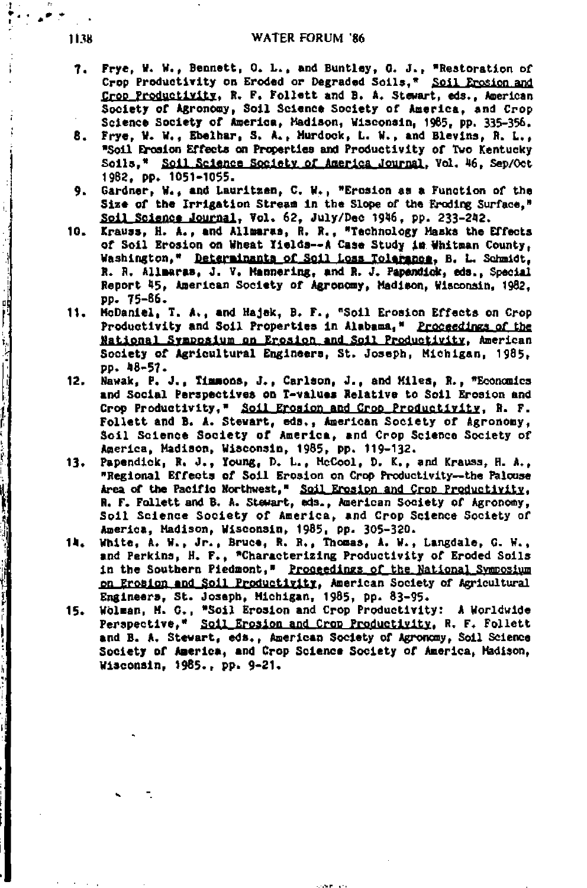7. Frye, W. W., Bennett, O. L., and Buntley, G. J., "Restoration of Crop Productivity on Eroded or Degraded Soils," Soil Erosion and Crop Productivity, R. F. Follett and B. A. Stewart, eds., American Society of Agronomy, Soil Science Society of America, and Crop Science Society of America, Madison, Wisconsin, 1985, pp. 335-356.
8. Frye, W. W., Ebelhar, S. A., Murdock, L. W., and Blevins, R. L., "Soil Erosion Effects on Properties and Productivity of Two Kentucky Soils," Soil Science Society of America Journal, Vol. 46, Sep/Oct 1982, pp. 1051-1055.
9. Gardner, W., and Lauritzen, C. W., "Erosion as a Function of the Size of the Irrigation Stream in the Slope of the Eroding Surface," Soil Science Journal, Vol. 62, July/Dec 1946, pp. 233-242.
10. Krauss, H. A., and Allmaras, R. R., "Technology Masks the Effects of Soil Erosion on Wheat Yields--A Case Study in Whitman County, Washington," Determinants of Soil Loss Tolerance, B. L. Schmidt, R. R. Allmaras, J. V. Mannering, and R. J. Papendick, eds., Special Report 45, American Society of Agronomy, Madison, Wisconsin, 1982, pp. 75-86.
11. McDaniel, T. A., and Hajek, B. F., "Soil Erosion Effects on Crop Productivity and Soil Properties in Alabama," Proceedings of the National Symposium on Erosion and Soil Productivity, American Society of Agricultural Engineers, St. Joseph, Michigan, 1985, pp. 48-57.
12. Nawak, P. J., Timmons, J., Carlson, J., and Miles, R., "Economics and Social Perspectives on T-values Relative to Soil Erosion and Crop Productivity," Soil Erosion and Crop Productivity, R. F. Follett and B. A. Stewart, eds., American Society of Agronomy, Soil Science Society of America, and Crop Science Society of America, Madison, Wisconsin, 1985, pp. 119-132.
13. Papendick, R. J., Young, D. L., McCool, D. K., and Krauss, H. A., "Regional Effects of Soil Erosion on Crop Productivity--the Palouse Area of the Pacific Northwest," Soil Erosion and Crop Productivity, R. F. Follett and B. A. Stewart, eds., American Society of Agronomy, Soil Science Society of America, and Crop Science Society of America, Madison, Wisconsin, 1985, pp. 305-320.
14. White, A. W., Jr., Bruce, R. R., Thomas, A. W., Langdale, G. W., and Perkins, H. F., "Characterizing Productivity of Eroded Soils in the Southern Piedmont," Proceedings of the National Symposium on Erosion and Soil Productivity, American Society of Agricultural Engineers, St. Joseph, Michigan, 1985, pp. 83-95.
15. Wolman, M. G., "Soil Erosion and Crop Productivity: A Worldwide Perspective," Soil Erosion and Crop Productivity, R. F. Follett and B. A. Stewart, eds., American Society of Agronomy, Soil Science Society of America, and Crop Science Society of America, Madison, Wisconsin, 1985., pp. 9-21.